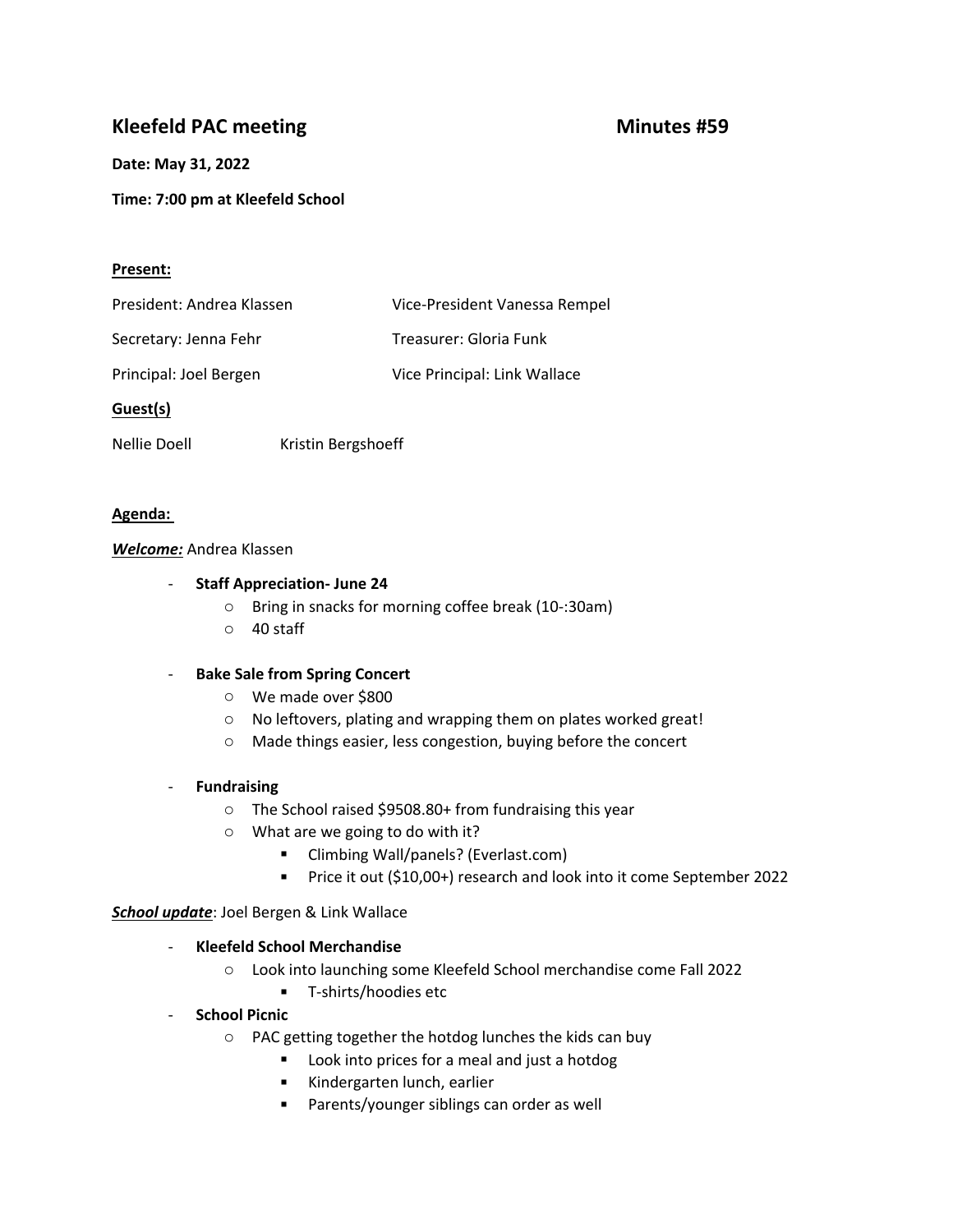# Kleefeld PAC meeting — Minutes #59

**Date: May 31, 2022**

**Time: 7:00 pm at Kleefeld School**

**Present:**

President: Andrea Klassen

Vice-President Vanessa Rempel

Secretary: Jenna Fehr

Treasurer: Gloria Funk

Principal: Joel Bergen

Vice Principal: Link Wallace

**Guest(s)**

Nellie Doell

Kristin Bergshoeff

**Agenda:**

***Welcome:*** Andrea Klassen

- **Staff Appreciation- June 24**
  - Bring in snacks for morning coffee break (10-:30am)
  - 40 staff
- **Bake Sale from Spring Concert**
  - We made over $800
  - No leftovers, plating and wrapping them on plates worked great!
  - Made things easier, less congestion, buying before the concert
- **Fundraising**
  - The School raised $9508.80+ from fundraising this year
  - What are we going to do with it?
    - Climbing Wall/panels? (Everlast.com)
    - Price it out ($10,00+) research and look into it come September 2022

***School update***: Joel Bergen & Link Wallace

- **Kleefeld School Merchandise**
  - Look into launching some Kleefeld School merchandise come Fall 2022
    - T-shirts/hoodies etc
- **School Picnic**
  - PAC getting together the hotdog lunches the kids can buy
    - Look into prices for a meal and just a hotdog
    - Kindergarten lunch, earlier
    - Parents/younger siblings can order as well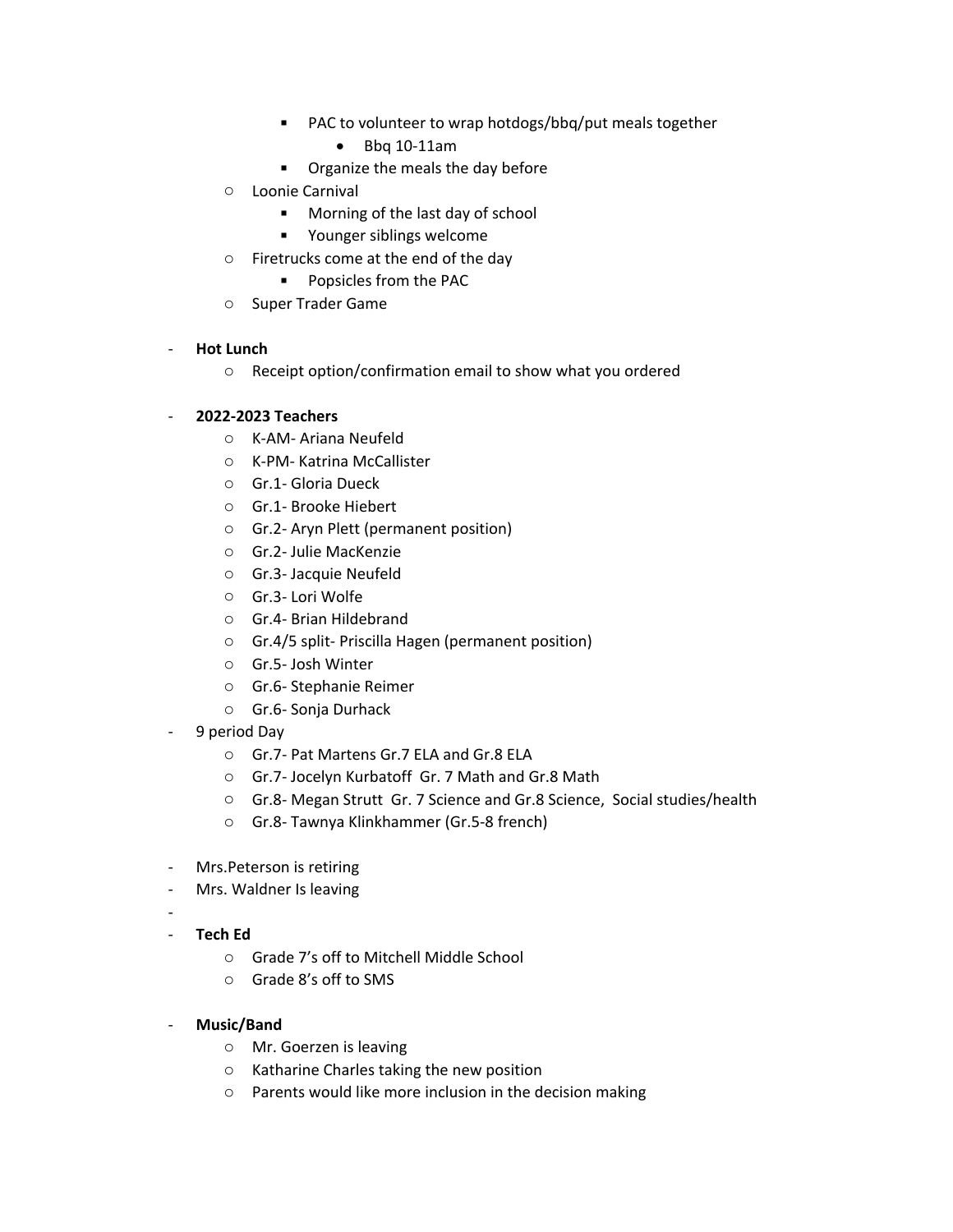- PAC to volunteer to wrap hotdogs/bbq/put meals together
        - Bbq 10-11am
      - Organize the meals the day before
  - Loonie Carnival
      - Morning of the last day of school
      - Younger siblings welcome
  - Firetrucks come at the end of the day
      - Popsicles from the PAC
  - Super Trader Game

- **Hot Lunch**
  - Receipt option/confirmation email to show what you ordered

- **2022-2023 Teachers**
  - K-AM- Ariana Neufeld
  - K-PM- Katrina McCallister
  - Gr.1- Gloria Dueck
  - Gr.1- Brooke Hiebert
  - Gr.2- Aryn Plett (permanent position)
  - Gr.2- Julie MacKenzie
  - Gr.3- Jacquie Neufeld
  - Gr.3- Lori Wolfe
  - Gr.4- Brian Hildebrand
  - Gr.4/5 split- Priscilla Hagen (permanent position)
  - Gr.5- Josh Winter
  - Gr.6- Stephanie Reimer
  - Gr.6- Sonja Durhack
- 9 period Day
  - Gr.7- Pat Martens Gr.7 ELA and Gr.8 ELA
  - Gr.7- Jocelyn Kurbatoff Gr. 7 Math and Gr.8 Math
  - Gr.8- Megan Strutt Gr. 7 Science and Gr.8 Science, Social studies/health
  - Gr.8- Tawnya Klinkhammer (Gr.5-8 french)

- Mrs.Peterson is retiring
- Mrs. Waldner Is leaving
-
- **Tech Ed**
  - Grade 7's off to Mitchell Middle School
  - Grade 8's off to SMS

- **Music/Band**
  - Mr. Goerzen is leaving
  - Katharine Charles taking the new position
  - Parents would like more inclusion in the decision making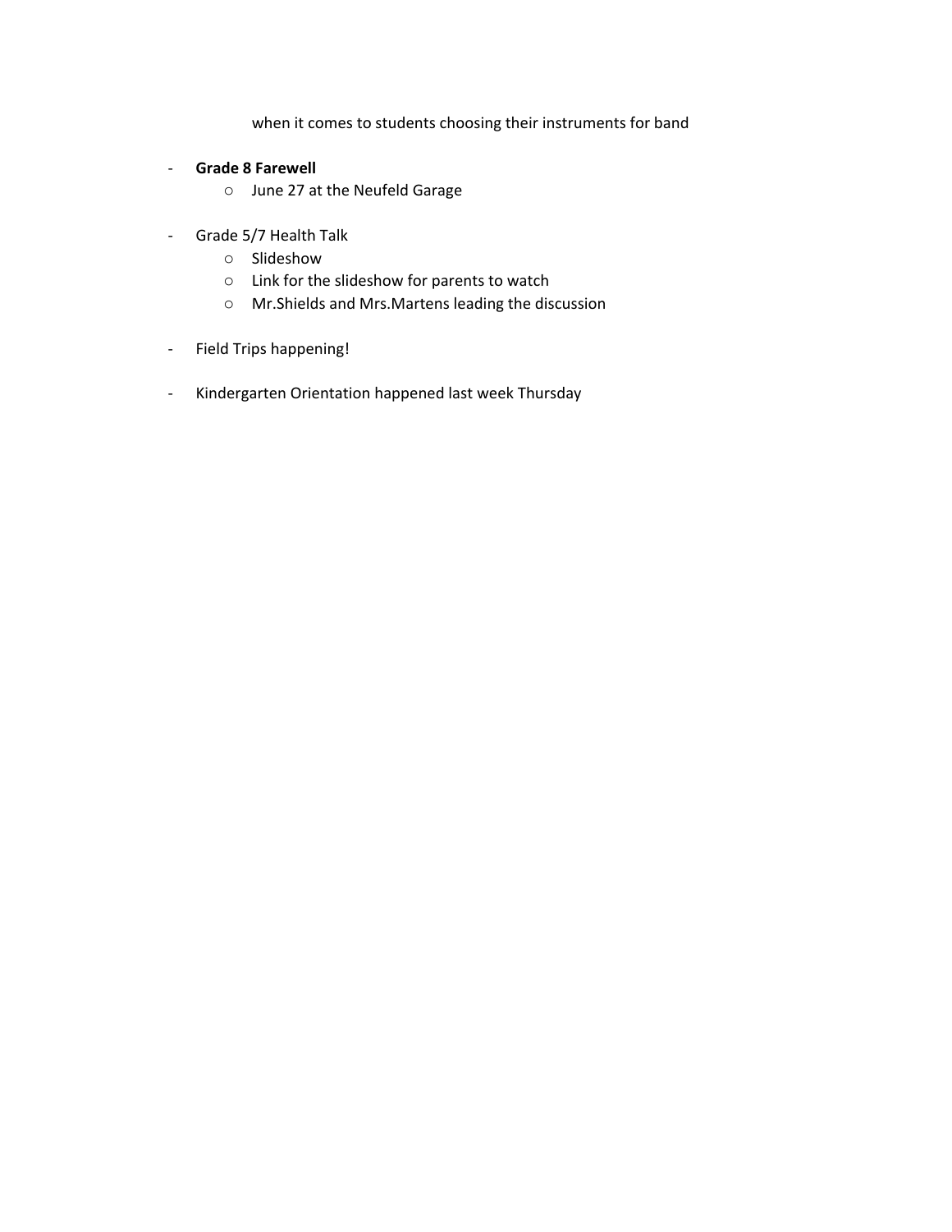when it comes to students choosing their instruments for band

- **Grade 8 Farewell**
  - June 27 at the Neufeld Garage

- Grade 5/7 Health Talk
  - Slideshow
  - Link for the slideshow for parents to watch
  - Mr.Shields and Mrs.Martens leading the discussion

- Field Trips happening!

- Kindergarten Orientation happened last week Thursday